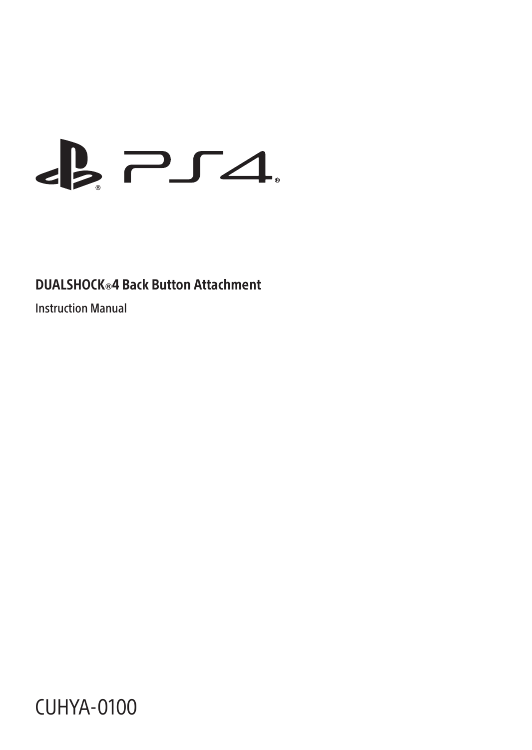# DUALSHOCK®4 Back Button Attachment

Instruction Manual

CUHYA-0100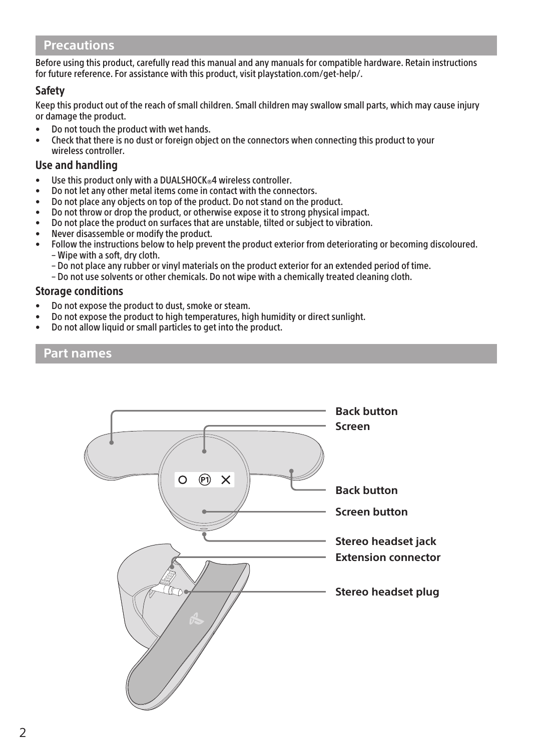## Precautions

Before using this product, carefully read this manual and any manuals for compatible hardware. Retain instructions for future reference. For assistance with this product, visit playstation.com/get-help/.

### Safety

Keep this product out of the reach of small children. Small children may swallow small parts, which may cause injury or damage the product.

- Do not touch the product with wet hands.
- Check that there is no dust or foreign object on the connectors when connecting this product to your wireless controller.

### Use and handling

- Use this product only with a DUALSHOCK®4 wireless controller.
- Do not let any other metal items come in contact with the connectors.
- Do not place any objects on top of the product. Do not stand on the product.
- Do not throw or drop the product, or otherwise expose it to strong physical impact.
- Do not place the product on surfaces that are unstable, tilted or subject to vibration.
- Never disassemble or modify the product.
- Follow the instructions below to help prevent the product exterior from deteriorating or becoming discoloured.
  - Wipe with a soft, dry cloth.
  - Do not place any rubber or vinyl materials on the product exterior for an extended period of time.
  - Do not use solvents or other chemicals. Do not wipe with a chemically treated cleaning cloth.

### Storage conditions

- Do not expose the product to dust, smoke or steam.
- Do not expose the product to high temperatures, high humidity or direct sunlight.
- Do not allow liquid or small particles to get into the product.

## Part names

**Back button**
**Screen**
**Back button**
**Screen button**
**Stereo headset jack**
**Extension connector**
**Stereo headset plug**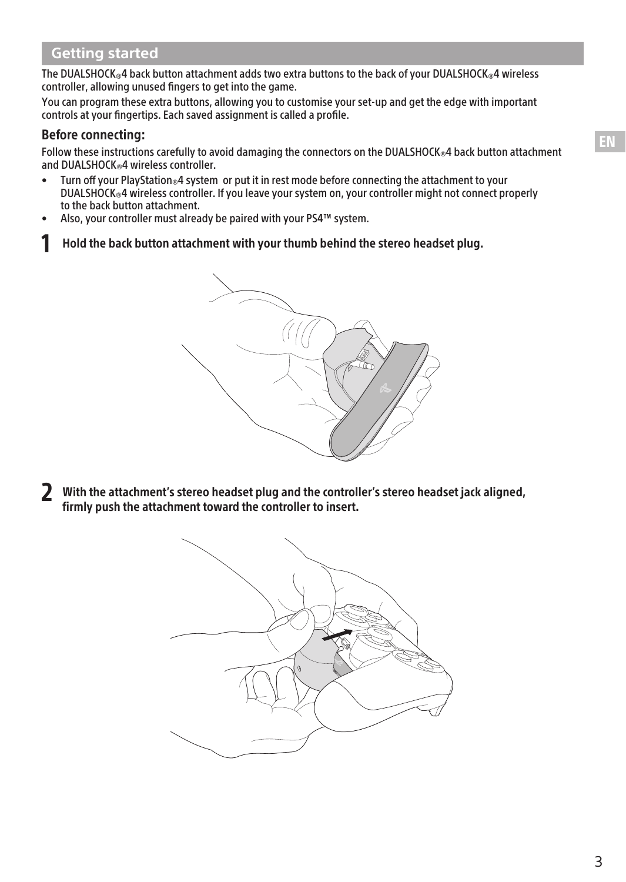## Getting started

The DUALSHOCK®4 back button attachment adds two extra buttons to the back of your DUALSHOCK®4 wireless controller, allowing unused fingers to get into the game.

You can program these extra buttons, allowing you to customise your set-up and get the edge with important controls at your fingertips. Each saved assignment is called a profile.

### Before connecting:

Follow these instructions carefully to avoid damaging the connectors on the DUALSHOCK®4 back button attachment and DUALSHOCK®4 wireless controller.

- Turn off your PlayStation®4 system or put it in rest mode before connecting the attachment to your DUALSHOCK®4 wireless controller. If you leave your system on, your controller might not connect properly to the back button attachment.
- Also, your controller must already be paired with your PS4™ system.

**1** **Hold the back button attachment with your thumb behind the stereo headset plug.**

**2** **With the attachment's stereo headset plug and the controller's stereo headset jack aligned, firmly push the attachment toward the controller to insert.**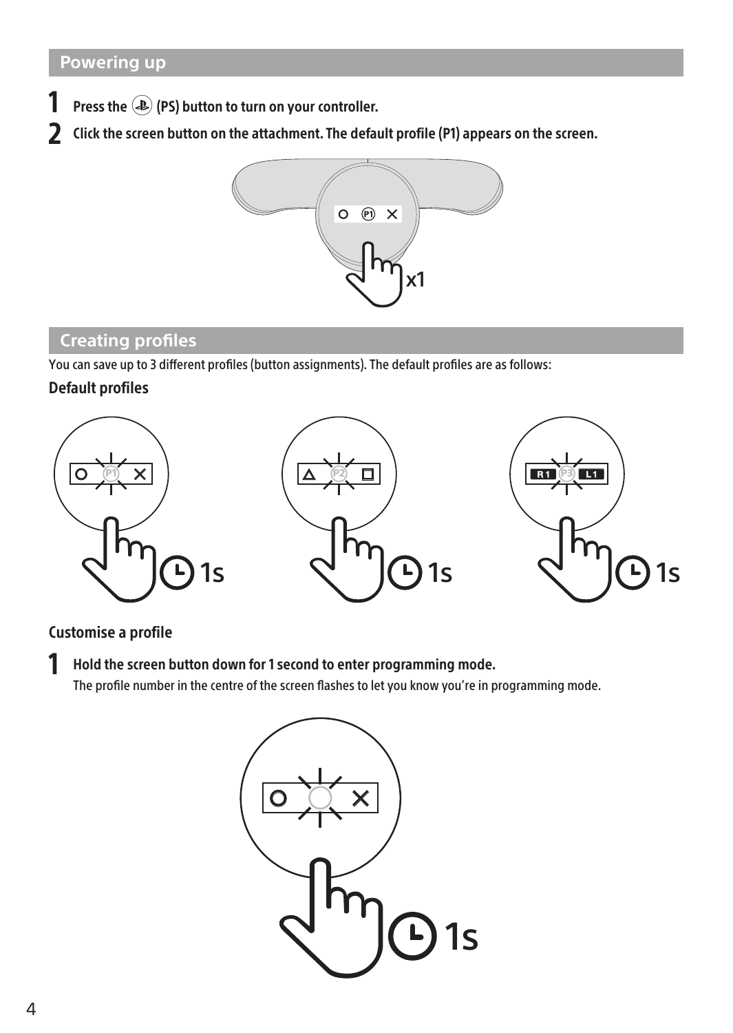## Powering up

1 **Press the (PS) button to turn on your controller.**

2 **Click the screen button on the attachment. The default profile (P1) appears on the screen.**

## Creating profiles

You can save up to 3 different profiles (button assignments). The default profiles are as follows:

**Default profiles**

**Customise a profile**

1 **Hold the screen button down for 1 second to enter programming mode.**
The profile number in the centre of the screen flashes to let you know you're in programming mode.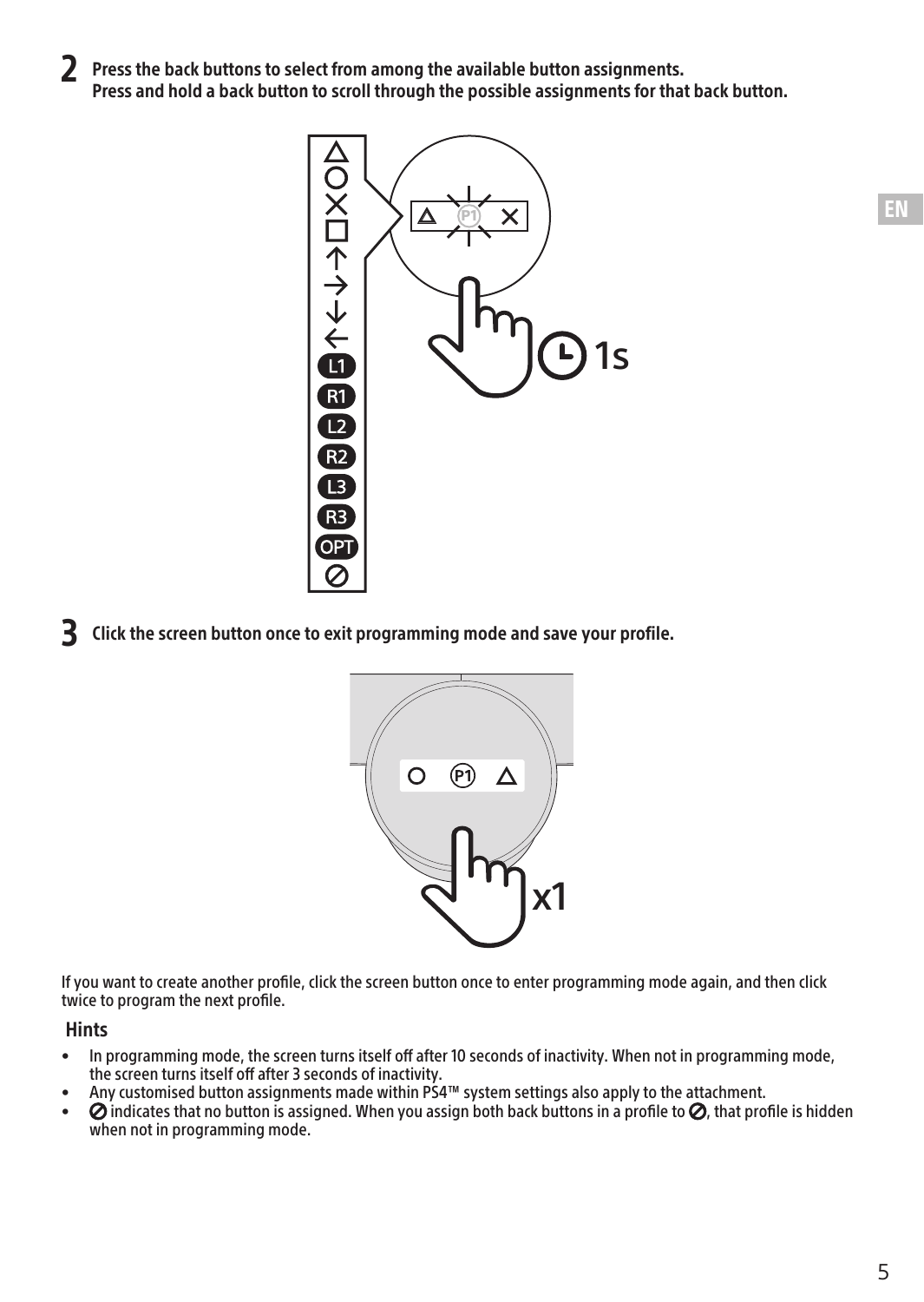**2** **Press the back buttons to select from among the available button assignments.**
**Press and hold a back button to scroll through the possible assignments for that back button.**

**3** **Click the screen button once to exit programming mode and save your profile.**

If you want to create another profile, click the screen button once to enter programming mode again, and then click twice to program the next profile.

### Hints

- In programming mode, the screen turns itself off after 10 seconds of inactivity. When not in programming mode, the screen turns itself off after 3 seconds of inactivity.
- Any customised button assignments made within PS4™ system settings also apply to the attachment.
- ⊘ indicates that no button is assigned. When you assign both back buttons in a profile to ⊘, that profile is hidden when not in programming mode.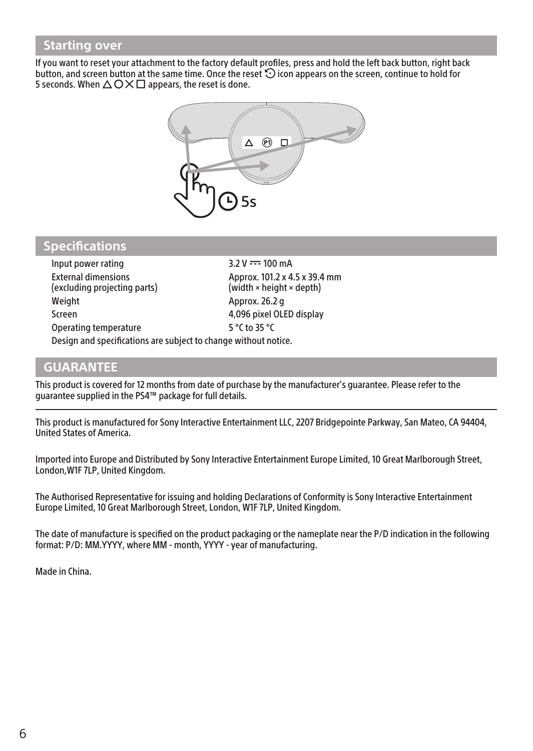## Starting over

If you want to reset your attachment to the factory default profiles, press and hold the left back button, right back button, and screen button at the same time. Once the reset ⟲ icon appears on the screen, continue to hold for 5 seconds. When △○✕□ appears, the reset is done.

## Specifications

| | |
|---|---|
| Input power rating | 3.2 V ⎓ 100 mA |
| External dimensions (excluding projecting parts) | Approx. 101.2 x 4.5 x 39.4 mm (width × height × depth) |
| Weight | Approx. 26.2 g |
| Screen | 4,096 pixel OLED display |
| Operating temperature | 5 °C to 35 °C |

Design and specifications are subject to change without notice.

## GUARANTEE

This product is covered for 12 months from date of purchase by the manufacturer's guarantee. Please refer to the guarantee supplied in the PS4™ package for full details.

---

This product is manufactured for Sony Interactive Entertainment LLC, 2207 Bridgepointe Parkway, San Mateo, CA 94404, United States of America.

Imported into Europe and Distributed by Sony Interactive Entertainment Europe Limited, 10 Great Marlborough Street, London,W1F 7LP, United Kingdom.

The Authorised Representative for issuing and holding Declarations of Conformity is Sony Interactive Entertainment Europe Limited, 10 Great Marlborough Street, London, W1F 7LP, United Kingdom.

The date of manufacture is specified on the product packaging or the nameplate near the P/D indication in the following format: P/D: MM.YYYY, where MM - month, YYYY - year of manufacturing.

Made in China.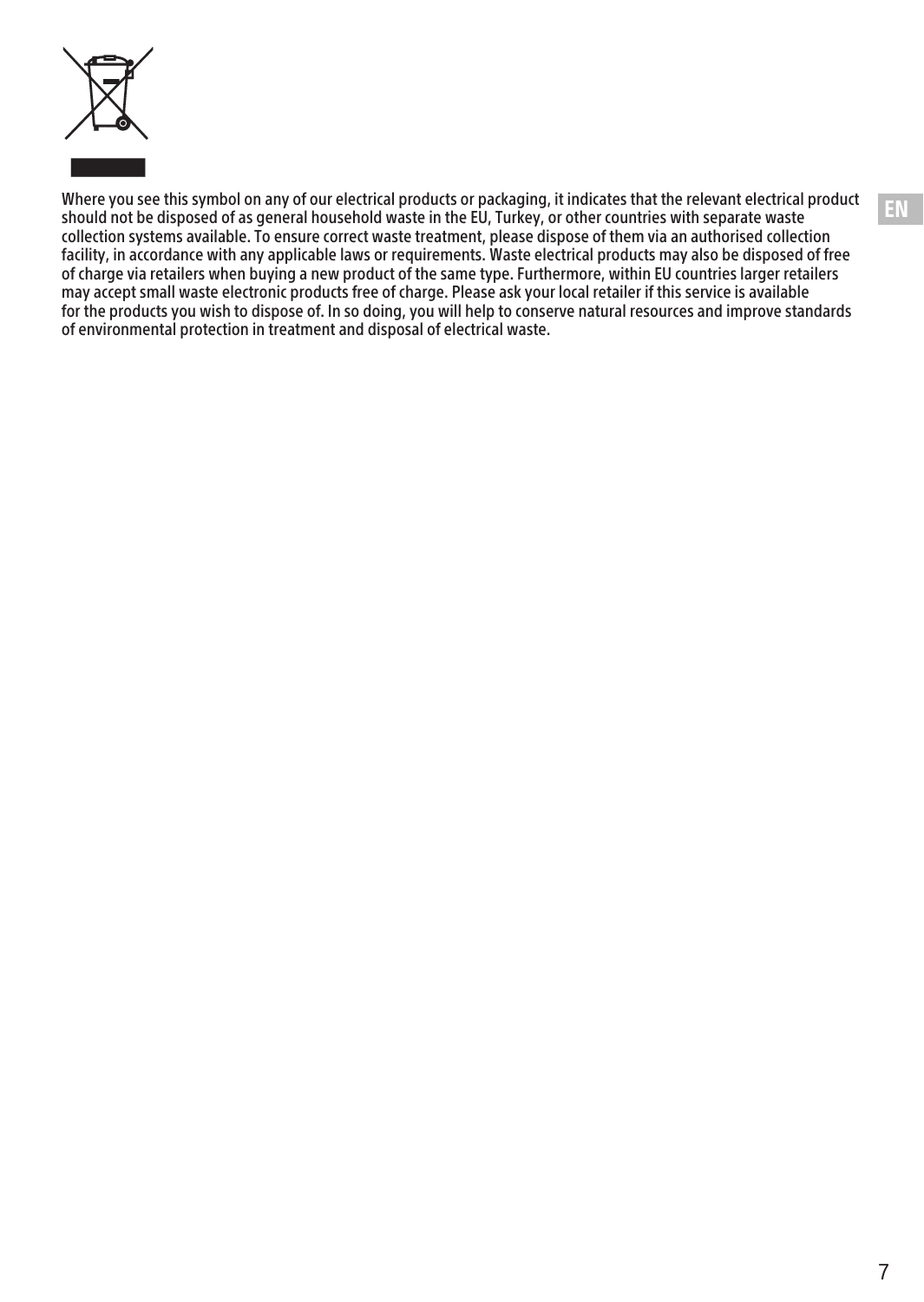Where you see this symbol on any of our electrical products or packaging, it indicates that the relevant electrical product should not be disposed of as general household waste in the EU, Turkey, or other countries with separate waste collection systems available. To ensure correct waste treatment, please dispose of them via an authorised collection facility, in accordance with any applicable laws or requirements. Waste electrical products may also be disposed of free of charge via retailers when buying a new product of the same type. Furthermore, within EU countries larger retailers may accept small waste electronic products free of charge. Please ask your local retailer if this service is available for the products you wish to dispose of. In so doing, you will help to conserve natural resources and improve standards of environmental protection in treatment and disposal of electrical waste.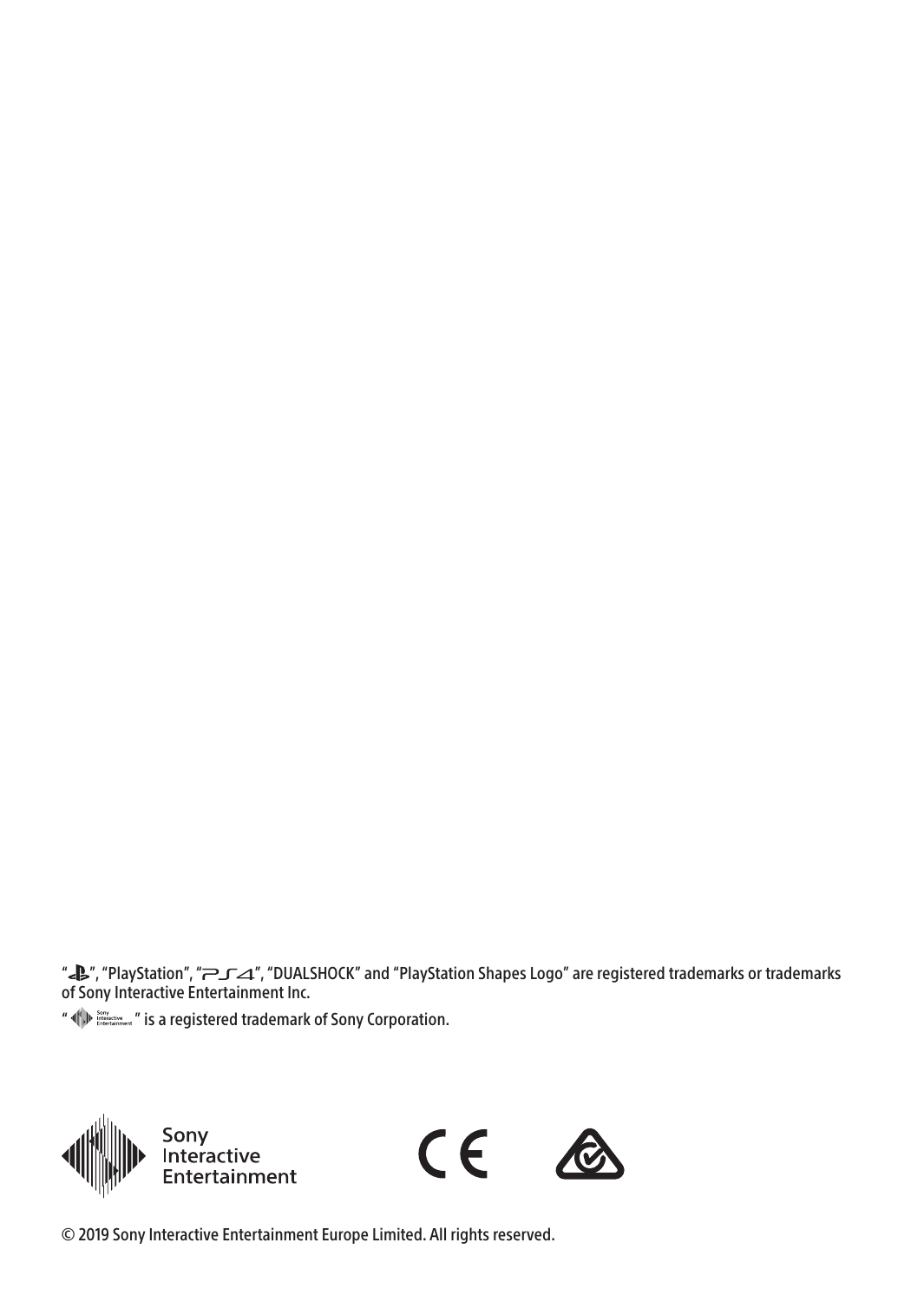"", "PlayStation", "", "DUALSHOCK" and "PlayStation Shapes Logo" are registered trademarks or trademarks of Sony Interactive Entertainment Inc.

" Sony Interactive Entertainment" is a registered trademark of Sony Corporation.

Sony
Interactive
Entertainment

© 2019 Sony Interactive Entertainment Europe Limited. All rights reserved.